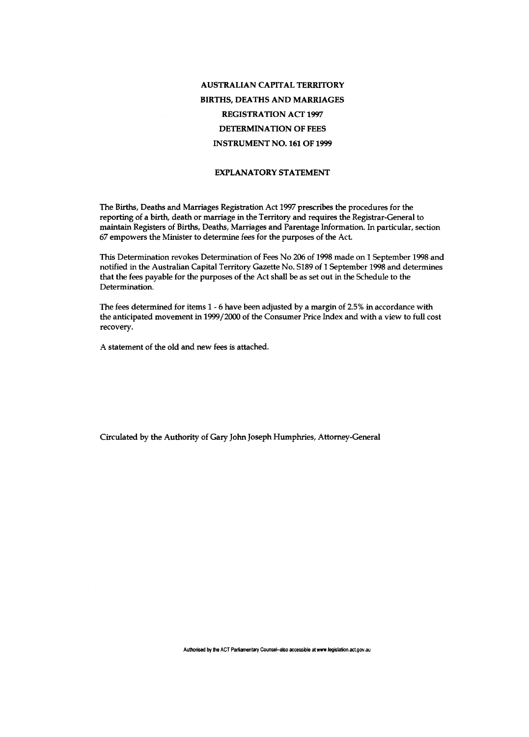# AUSTRALIAN CAPITAL TERRITORY

# BIRTHS, DEATHS AND MARRIAGES

# REGISTRATION ACT 1997

# DETERMINATION OF FEES

# INSTRUMENT NO. 161 OF 1999

## EXPLANATORY STATEMENT

The Births, Deaths and Marriages Registration Act 1997 prescribes the procedures for the reporting of a birth, death or marriage in the Territory and requires the Registrar-General to maintain Registers of Births, Deaths, Marriages and Parentage Information. In particular, section 67 empowers the Minister to determine fees for the purposes of the Act.

This Determination revokes Determination of Fees No 206 of 1998 made on 1 September 1998 and notified in the Australian Capital Territory Gazette No. S189 of 1 September 1998 and determines that the fees payable for the purposes of the Act shall be as set out in the Schedule to the Determination.

The fees determined for items 1 - 6 have been adjusted by a margin of 2.5% in accordance with the anticipated movement in 1999/2000 of the Consumer Price Index and with a view to full cost recovery.

A statement of the old and new fees is attached.

Circulated by the Authority of Gary John Joseph Humphries, Attorney-General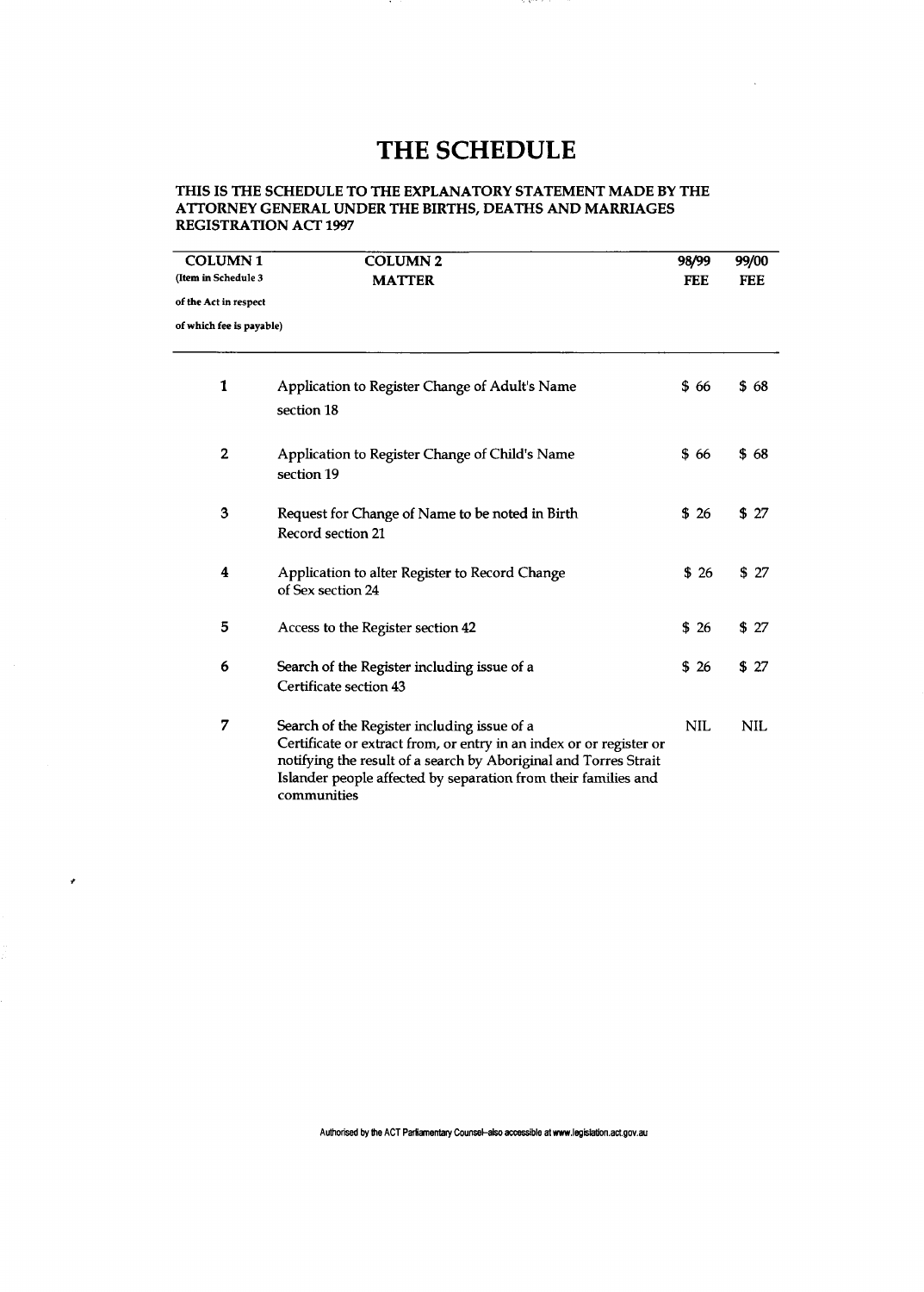# THE SCHEDULE

**THIS IS THE SCHEDULE TO THE EXPLANATORY STATEMENT MADE BY THE ATTORNEY GENERAL UNDER THE BIRTHS, DEATHS AND MARRIAGES REGISTRATION ACT 1997**

| COLUMN 1 (Item in Schedule 3 of the Act in respect of which fee is payable) | COLUMN 2 MATTER | 98/99 FEE | 99/00 FEE |
|---|---|---|---|
| 1 | Application to Register Change of Adult's Name section 18 | $ 66 | $ 68 |
| 2 | Application to Register Change of Child's Name section 19 | $ 66 | $ 68 |
| 3 | Request for Change of Name to be noted in Birth Record section 21 | $ 26 | $ 27 |
| 4 | Application to alter Register to Record Change of Sex section 24 | $ 26 | $ 27 |
| 5 | Access to the Register section 42 | $ 26 | $ 27 |
| 6 | Search of the Register including issue of a Certificate section 43 | $ 26 | $ 27 |
| 7 | Search of the Register including issue of a Certificate or extract from, or entry in an index or or register or notifying the result of a search by Aboriginal and Torres Strait Islander people affected by separation from their families and communities | NIL | NIL |

Authorised by the ACT Parliamentary Counsel–also accessible at www.legislation.act.gov.au